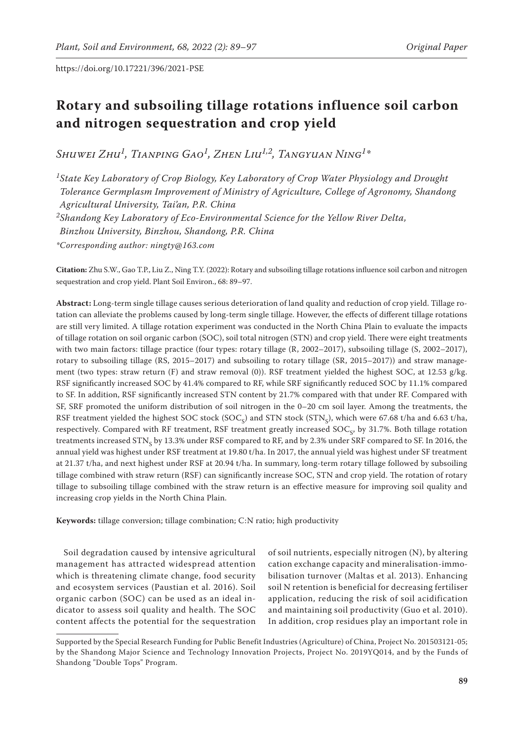https://doi.org/10.17221/396/2021-PSE

# Rotary and subsoiling tillage rotations influence soil carbon and nitrogen sequestration and crop yield

*Shuwei Zhu*[1], *Tianping Gao*[1], *Zhen Liu*[1,2], *Tangyuan Ning*[1]*

[1]*State Key Laboratory of Crop Biology, Key Laboratory of Crop Water Physiology and Drought Tolerance Germplasm Improvement of Ministry of Agriculture, College of Agronomy, Shandong Agricultural University, Tai'an, P.R. China*

[2]*Shandong Key Laboratory of Eco-Environmental Science for the Yellow River Delta, Binzhou University, Binzhou, Shandong, P.R. China*

**Corresponding author: ningty@163.com*

**Citation:** Zhu S.W., Gao T.P., Liu Z., Ning T.Y. (2022): Rotary and subsoiling tillage rotations influence soil carbon and nitrogen sequestration and crop yield. Plant Soil Environ., 68: 89–97.

**Abstract:** Long-term single tillage causes serious deterioration of land quality and reduction of crop yield. Tillage rotation can alleviate the problems caused by long-term single tillage. However, the effects of different tillage rotations are still very limited. A tillage rotation experiment was conducted in the North China Plain to evaluate the impacts of tillage rotation on soil organic carbon (SOC), soil total nitrogen (STN) and crop yield. There were eight treatments with two main factors: tillage practice (four types: rotary tillage (R, 2002–2017), subsoiling tillage (S, 2002–2017), rotary to subsoiling tillage (RS, 2015–2017) and subsoiling to rotary tillage (SR, 2015–2017)) and straw management (two types: straw return (F) and straw removal (0)). RSF treatment yielded the highest SOC, at 12.53 g/kg. RSF significantly increased SOC by 41.4% compared to RF, while SRF significantly reduced SOC by 11.1% compared to SF. In addition, RSF significantly increased STN content by 21.7% compared with that under RF. Compared with SF, SRF promoted the uniform distribution of soil nitrogen in the 0–20 cm soil layer. Among the treatments, the RSF treatment yielded the highest SOC stock ($SOC_S$) and STN stock ($STN_S$), which were 67.68 t/ha and 6.63 t/ha, respectively. Compared with RF treatment, RSF treatment greatly increased $SOC_S$, by 31.7%. Both tillage rotation treatments increased $STN_S$ by 13.3% under RSF compared to RF, and by 2.3% under SRF compared to SF. In 2016, the annual yield was highest under RSF treatment at 19.80 t/ha. In 2017, the annual yield was highest under SF treatment at 21.37 t/ha, and next highest under RSF at 20.94 t/ha. In summary, long-term rotary tillage followed by subsoiling tillage combined with straw return (RSF) can significantly increase SOC, STN and crop yield. The rotation of rotary tillage to subsoiling tillage combined with the straw return is an effective measure for improving soil quality and increasing crop yields in the North China Plain.

**Keywords:** tillage conversion; tillage combination; C:N ratio; high productivity

Soil degradation caused by intensive agricultural management has attracted widespread attention which is threatening climate change, food security and ecosystem services (Paustian et al. 2016). Soil organic carbon (SOC) can be used as an ideal indicator to assess soil quality and health. The SOC content affects the potential for the sequestration of soil nutrients, especially nitrogen (N), by altering cation exchange capacity and mineralisation-immobilisation turnover (Maltas et al. 2013). Enhancing soil N retention is beneficial for decreasing fertiliser application, reducing the risk of soil acidification and maintaining soil productivity (Guo et al. 2010). In addition, crop residues play an important role in

Supported by the Special Research Funding for Public Benefit Industries (Agriculture) of China, Project No. 201503121-05; by the Shandong Major Science and Technology Innovation Projects, Project No. 2019YQ014, and by the Funds of Shandong "Double Tops" Program.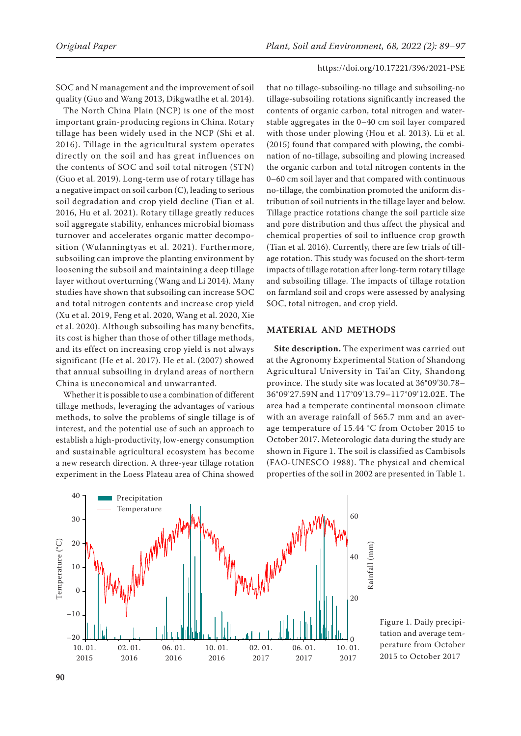SOC and N management and the improvement of soil quality (Guo and Wang 2013, Dikgwatlhe et al. 2014).

The North China Plain (NCP) is one of the most important grain-producing regions in China. Rotary tillage has been widely used in the NCP (Shi et al. 2016). Tillage in the agricultural system operates directly on the soil and has great influences on the contents of SOC and soil total nitrogen (STN) (Guo et al. 2019). Long-term use of rotary tillage has a negative impact on soil carbon (C), leading to serious soil degradation and crop yield decline (Tian et al. 2016, Hu et al. 2021). Rotary tillage greatly reduces soil aggregate stability, enhances microbial biomass turnover and accelerates organic matter decomposition (Wulanningtyas et al. 2021). Furthermore, subsoiling can improve the planting environment by loosening the subsoil and maintaining a deep tillage layer without overturning (Wang and Li 2014). Many studies have shown that subsoiling can increase SOC and total nitrogen contents and increase crop yield (Xu et al. 2019, Feng et al. 2020, Wang et al. 2020, Xie et al. 2020). Although subsoiling has many benefits, its cost is higher than those of other tillage methods, and its effect on increasing crop yield is not always significant (He et al. 2017). He et al. (2007) showed that annual subsoiling in dryland areas of northern China is uneconomical and unwarranted.

Whether it is possible to use a combination of different tillage methods, leveraging the advantages of various methods, to solve the problems of single tillage is of interest, and the potential use of such an approach to establish a high-productivity, low-energy consumption and sustainable agricultural ecosystem has become a new research direction. A three-year tillage rotation experiment in the Loess Plateau area of China showed that no tillage-subsoiling-no tillage and subsoiling-no tillage-subsoiling rotations significantly increased the contents of organic carbon, total nitrogen and water-stable aggregates in the 0–40 cm soil layer compared with those under plowing (Hou et al. 2013). Lü et al. (2015) found that compared with plowing, the combination of no-tillage, subsoiling and plowing increased the organic carbon and total nitrogen contents in the 0–60 cm soil layer and that compared with continuous no-tillage, the combination promoted the uniform distribution of soil nutrients in the tillage layer and below. Tillage practice rotations change the soil particle size and pore distribution and thus affect the physical and chemical properties of soil to influence crop growth (Tian et al. 2016). Currently, there are few trials of tillage rotation. This study was focused on the short-term impacts of tillage rotation after long-term rotary tillage and subsoiling tillage. The impacts of tillage rotation on farmland soil and crops were assessed by analysing SOC, total nitrogen, and crop yield.

## MATERIAL AND METHODS

**Site description.** The experiment was carried out at the Agronomy Experimental Station of Shandong Agricultural University in Tai'an City, Shandong province. The study site was located at 36°09'30.78–36°09'27.59N and 117°09'13.79–117°09'12.02E. The area had a temperate continental monsoon climate with an average rainfall of 565.7 mm and an average temperature of 15.44 °C from October 2015 to October 2017. Meteorologic data during the study are shown in Figure 1. The soil is classified as Cambisols (FAO-UNESCO 1988). The physical and chemical properties of the soil in 2002 are presented in Table 1.

Figure 1. Daily precipitation and average temperature from October 2015 to October 2017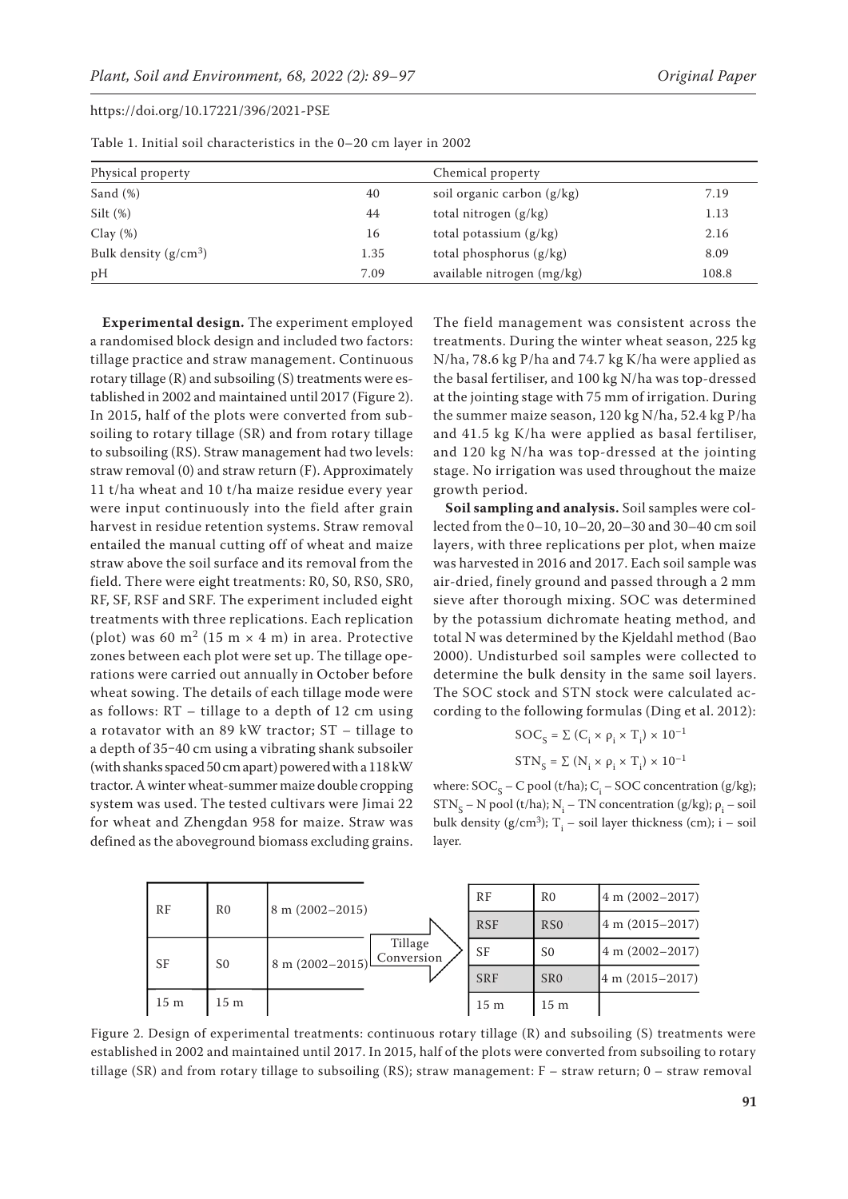Table 1. Initial soil characteristics in the 0–20 cm layer in 2002

| Physical property | | Chemical property | |
|---|---|---|---|
| Sand (%) | 40 | soil organic carbon (g/kg) | 7.19 |
| Silt (%) | 44 | total nitrogen (g/kg) | 1.13 |
| Clay (%) | 16 | total potassium (g/kg) | 2.16 |
| Bulk density (g/cm$^3$) | 1.35 | total phosphorus (g/kg) | 8.09 |
| pH | 7.09 | available nitrogen (mg/kg) | 108.8 |

**Experimental design.** The experiment employed a randomised block design and included two factors: tillage practice and straw management. Continuous rotary tillage (R) and subsoiling (S) treatments were established in 2002 and maintained until 2017 (Figure 2). In 2015, half of the plots were converted from subsoiling to rotary tillage (SR) and from rotary tillage to subsoiling (RS). Straw management had two levels: straw removal (0) and straw return (F). Approximately 11 t/ha wheat and 10 t/ha maize residue every year were input continuously into the field after grain harvest in residue retention systems. Straw removal entailed the manual cutting off of wheat and maize straw above the soil surface and its removal from the field. There were eight treatments: R0, S0, RS0, SR0, RF, SF, RSF and SRF. The experiment included eight treatments with three replications. Each replication (plot) was 60 m$^2$ (15 m × 4 m) in area. Protective zones between each plot were set up. The tillage operations were carried out annually in October before wheat sowing. The details of each tillage mode were as follows: RT – tillage to a depth of 12 cm using a rotavator with an 89 kW tractor; ST – tillage to a depth of 35–40 cm using a vibrating shank subsoiler (with shanks spaced 50 cm apart) powered with a 118 kW tractor. A winter wheat-summer maize double cropping system was used. The tested cultivars were Jimai 22 for wheat and Zhengdan 958 for maize. Straw was defined as the aboveground biomass excluding grains.

The field management was consistent across the treatments. During the winter wheat season, 225 kg N/ha, 78.6 kg P/ha and 74.7 kg K/ha were applied as the basal fertiliser, and 100 kg N/ha was top-dressed at the jointing stage with 75 mm of irrigation. During the summer maize season, 120 kg N/ha, 52.4 kg P/ha and 41.5 kg K/ha were applied as basal fertiliser, and 120 kg N/ha was top-dressed at the jointing stage. No irrigation was used throughout the maize growth period.

**Soil sampling and analysis.** Soil samples were collected from the 0–10, 10–20, 20–30 and 30–40 cm soil layers, with three replications per plot, when maize was harvested in 2016 and 2017. Each soil sample was air-dried, finely ground and passed through a 2 mm sieve after thorough mixing. SOC was determined by the potassium dichromate heating method, and total N was determined by the Kjeldahl method (Bao 2000). Undisturbed soil samples were collected to determine the bulk density in the same soil layers. The SOC stock and STN stock were calculated according to the following formulas (Ding et al. 2012):

$$SOC_S = \Sigma\,(C_i \times \rho_i \times T_i) \times 10^{-1}$$

$$STN_S = \Sigma\,(N_i \times \rho_i \times T_i) \times 10^{-1}$$

where: $SOC_S$ – C pool (t/ha); $C_i$ – SOC concentration (g/kg); $STN_S$ – N pool (t/ha); $N_i$ – TN concentration (g/kg); $\rho_i$ – soil bulk density (g/cm$^3$); $T_i$ – soil layer thickness (cm); i – soil layer.

| RF | R0 | 8 m (2002–2015) |
|---|---|---|
| SF | S0 | 8 m (2002–2015) |
| 15 m | 15 m | |

Tillage Conversion →

| RF | R0 | 4 m (2002–2017) |
|---|---|---|
| RSF | RS0 | 4 m (2015–2017) |
| SF | S0 | 4 m (2002–2017) |
| SRF | SR0 | 4 m (2015–2017) |
| 15 m | 15 m | |

Figure 2. Design of experimental treatments: continuous rotary tillage (R) and subsoiling (S) treatments were established in 2002 and maintained until 2017. In 2015, half of the plots were converted from subsoiling to rotary tillage (SR) and from rotary tillage to subsoiling (RS); straw management: F – straw return; 0 – straw removal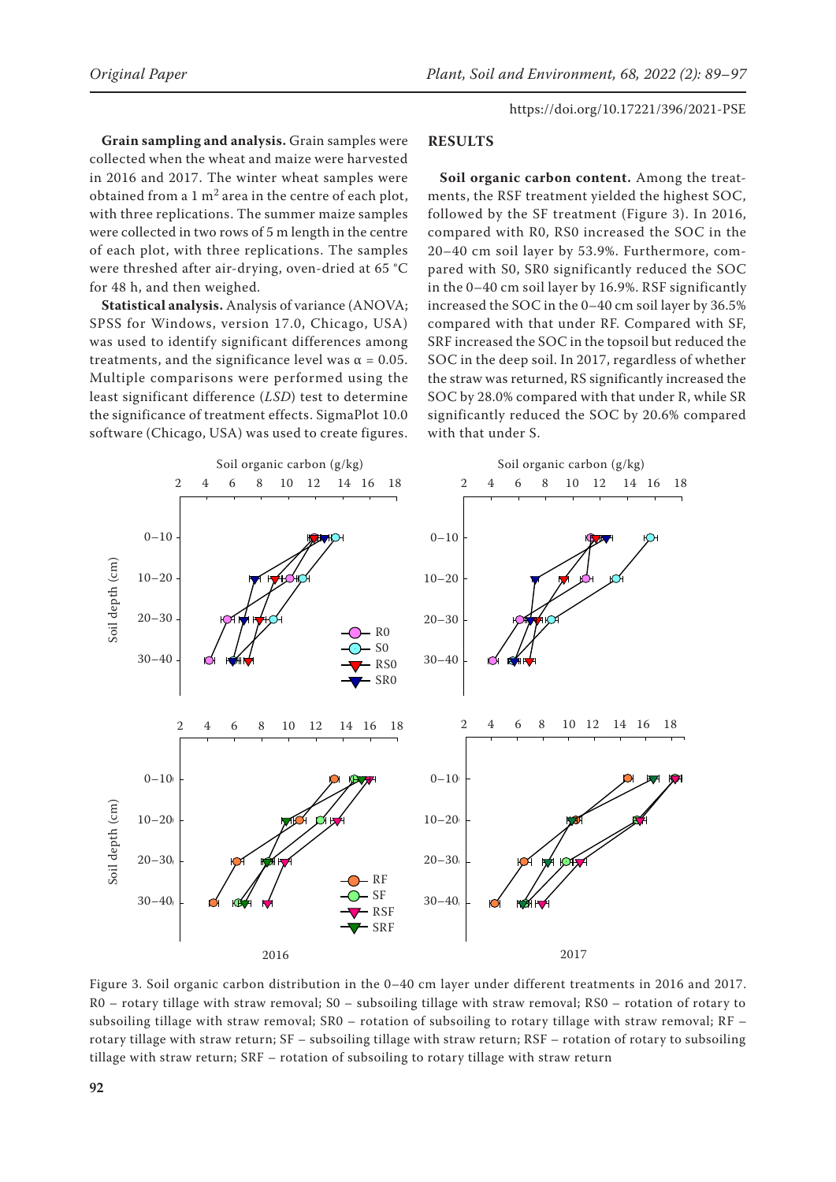**Grain sampling and analysis.** Grain samples were collected when the wheat and maize were harvested in 2016 and 2017. The winter wheat samples were obtained from a 1 $m^2$ area in the centre of each plot, with three replications. The summer maize samples were collected in two rows of 5 m length in the centre of each plot, with three replications. The samples were threshed after air-drying, oven-dried at 65 °C for 48 h, and then weighed.

**Statistical analysis.** Analysis of variance (ANOVA; SPSS for Windows, version 17.0, Chicago, USA) was used to identify significant differences among treatments, and the significance level was $\alpha = 0.05$. Multiple comparisons were performed using the least significant difference (*LSD*) test to determine the significance of treatment effects. SigmaPlot 10.0 software (Chicago, USA) was used to create figures.

## RESULTS

**Soil organic carbon content.** Among the treatments, the RSF treatment yielded the highest SOC, followed by the SF treatment (Figure 3). In 2016, compared with R0, RS0 increased the SOC in the 20–40 cm soil layer by 53.9%. Furthermore, compared with S0, SR0 significantly reduced the SOC in the 0–40 cm soil layer by 16.9%. RSF significantly increased the SOC in the 0–40 cm soil layer by 36.5% compared with that under RF. Compared with SF, SRF increased the SOC in the topsoil but reduced the SOC in the deep soil. In 2017, regardless of whether the straw was returned, RS significantly increased the SOC by 28.0% compared with that under R, while SR significantly reduced the SOC by 20.6% compared with that under S.

Figure 3. Soil organic carbon distribution in the 0–40 cm layer under different treatments in 2016 and 2017. R0 – rotary tillage with straw removal; S0 – subsoiling tillage with straw removal; RS0 – rotation of rotary to subsoiling tillage with straw removal; SR0 – rotation of subsoiling to rotary tillage with straw removal; RF – rotary tillage with straw return; SF – subsoiling tillage with straw return; RSF – rotation of rotary to subsoiling tillage with straw return; SRF – rotation of subsoiling to rotary tillage with straw return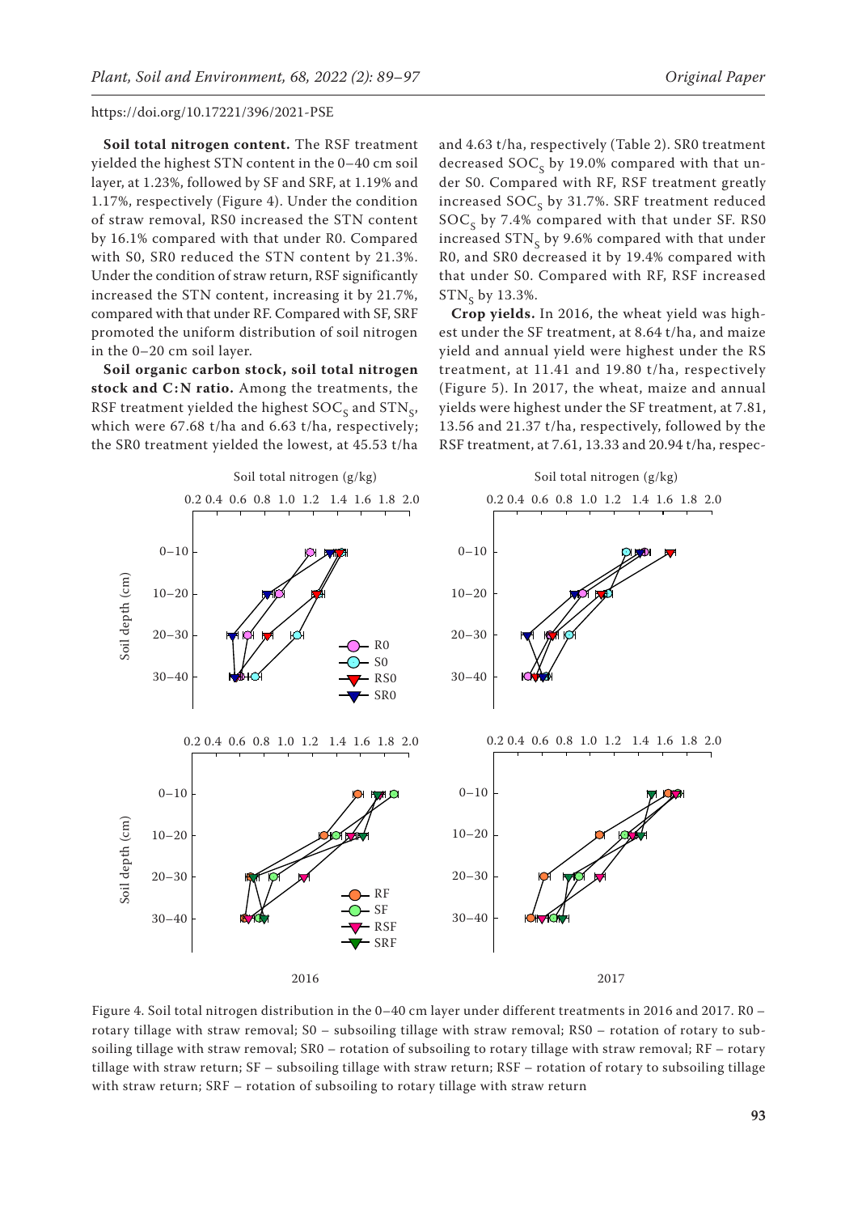**Soil total nitrogen content.** The RSF treatment yielded the highest STN content in the 0–40 cm soil layer, at 1.23%, followed by SF and SRF, at 1.19% and 1.17%, respectively (Figure 4). Under the condition of straw removal, RS0 increased the STN content by 16.1% compared with that under R0. Compared with S0, SR0 reduced the STN content by 21.3%. Under the condition of straw return, RSF significantly increased the STN content, increasing it by 21.7%, compared with that under RF. Compared with SF, SRF promoted the uniform distribution of soil nitrogen in the 0–20 cm soil layer.

**Soil organic carbon stock, soil total nitrogen stock and C:N ratio.** Among the treatments, the RSF treatment yielded the highest $SOC_S$ and $STN_S$, which were 67.68 t/ha and 6.63 t/ha, respectively; the SR0 treatment yielded the lowest, at 45.53 t/ha and 4.63 t/ha, respectively (Table 2). SR0 treatment decreased $SOC_S$ by 19.0% compared with that under S0. Compared with RF, RSF treatment greatly increased $SOC_S$ by 31.7%. SRF treatment reduced $SOC_S$ by 7.4% compared with that under SF. RS0 increased $STN_S$ by 9.6% compared with that under R0, and SR0 decreased it by 19.4% compared with that under S0. Compared with RF, RSF increased $STN_S$ by 13.3%.

**Crop yields.** In 2016, the wheat yield was highest under the SF treatment, at 8.64 t/ha, and maize yield and annual yield were highest under the RS treatment, at 11.41 and 19.80 t/ha, respectively (Figure 5). In 2017, the wheat, maize and annual yields were highest under the SF treatment, at 7.81, 13.56 and 21.37 t/ha, respectively, followed by the RSF treatment, at 7.61, 13.33 and 20.94 t/ha, respec-

Figure 4. Soil total nitrogen distribution in the 0–40 cm layer under different treatments in 2016 and 2017. R0 – rotary tillage with straw removal; S0 – subsoiling tillage with straw removal; RS0 – rotation of rotary to subsoiling tillage with straw removal; SR0 – rotation of subsoiling to rotary tillage with straw removal; RF – rotary tillage with straw return; SF – subsoiling tillage with straw return; RSF – rotation of rotary to subsoiling tillage with straw return; SRF – rotation of subsoiling to rotary tillage with straw return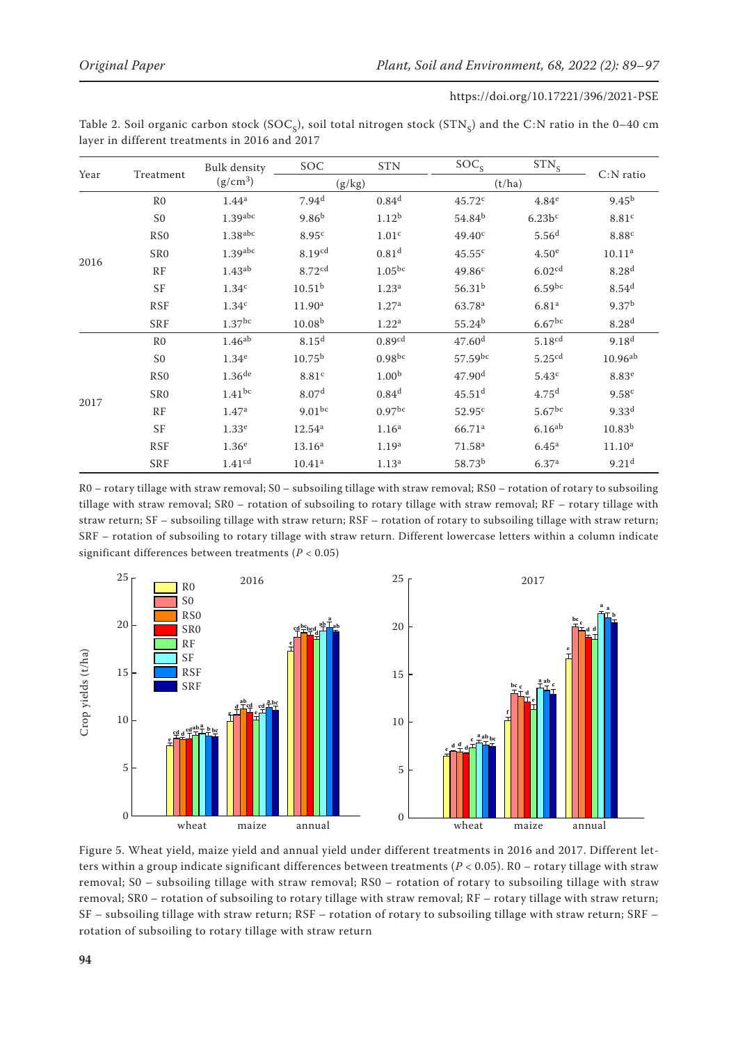Table 2. Soil organic carbon stock ($SOC_S$), soil total nitrogen stock ($STN_S$) and the C:N ratio in the 0–40 cm layer in different treatments in 2016 and 2017

| Year | Treatment | Bulk density ($g/cm^3$) | SOC | STN | $SOC_S$ | $STN_S$ | C:N ratio |
|---|---|---|---|---|---|---|---|
| | | | (g/kg) | | (t/ha) | | |
| 2016 | R0 | 1.44$^{a}$ | 7.94$^{d}$ | 0.84$^{d}$ | 45.72$^{c}$ | 4.84$^{e}$ | 9.45$^{b}$ |
| | S0 | 1.39$^{abc}$ | 9.86$^{b}$ | 1.12$^{b}$ | 54.84$^{b}$ | 6.23b$^{c}$ | 8.81$^{c}$ |
| | RS0 | 1.38$^{abc}$ | 8.95$^{c}$ | 1.01$^{c}$ | 49.40$^{c}$ | 5.56$^{d}$ | 8.88$^{c}$ |
| | SR0 | 1.39$^{abc}$ | 8.19$^{cd}$ | 0.81$^{d}$ | 45.55$^{c}$ | 4.50$^{e}$ | 10.11$^{a}$ |
| | RF | 1.43$^{ab}$ | 8.72$^{cd}$ | 1.05$^{bc}$ | 49.86$^{c}$ | 6.02$^{cd}$ | 8.28$^{d}$ |
| | SF | 1.34$^{c}$ | 10.51$^{b}$ | 1.23$^{a}$ | 56.31$^{b}$ | 6.59$^{bc}$ | 8.54$^{d}$ |
| | RSF | 1.34$^{c}$ | 11.90$^{a}$ | 1.27$^{a}$ | 63.78$^{a}$ | 6.81$^{a}$ | 9.37$^{b}$ |
| | SRF | 1.37$^{bc}$ | 10.08$^{b}$ | 1.22$^{a}$ | 55.24$^{b}$ | 6.67$^{bc}$ | 8.28$^{d}$ |
| 2017 | R0 | 1.46$^{ab}$ | 8.15$^{d}$ | 0.89$^{cd}$ | 47.60$^{d}$ | 5.18$^{cd}$ | 9.18$^{d}$ |
| | S0 | 1.34$^{e}$ | 10.75$^{b}$ | 0.98$^{bc}$ | 57.59$^{bc}$ | 5.25$^{cd}$ | 10.96$^{ab}$ |
| | RS0 | 1.36$^{de}$ | 8.81$^{c}$ | 1.00$^{b}$ | 47.90$^{d}$ | 5.43$^{c}$ | 8.83$^{e}$ |
| | SR0 | 1.41$^{bc}$ | 8.07$^{d}$ | 0.84$^{d}$ | 45.51$^{d}$ | 4.75$^{d}$ | 9.58$^{c}$ |
| | RF | 1.47$^{a}$ | 9.01$^{bc}$ | 0.97$^{bc}$ | 52.95$^{c}$ | 5.67$^{bc}$ | 9.33$^{d}$ |
| | SF | 1.33$^{e}$ | 12.54$^{a}$ | 1.16$^{a}$ | 66.71$^{a}$ | 6.16$^{ab}$ | 10.83$^{b}$ |
| | RSF | 1.36$^{e}$ | 13.16$^{a}$ | 1.19$^{a}$ | 71.58$^{a}$ | 6.45$^{a}$ | 11.10$^{a}$ |
| | SRF | 1.41$^{cd}$ | 10.41$^{a}$ | 1.13$^{a}$ | 58.73$^{b}$ | 6.37$^{a}$ | 9.21$^{d}$ |

R0 – rotary tillage with straw removal; S0 – subsoiling tillage with straw removal; RS0 – rotation of rotary to subsoiling tillage with straw removal; SR0 – rotation of subsoiling to rotary tillage with straw removal; RF – rotary tillage with straw return; SF – subsoiling tillage with straw return; RSF – rotation of rotary to subsoiling tillage with straw return; SRF – rotation of subsoiling to rotary tillage with straw return. Different lowercase letters within a column indicate significant differences between treatments ($P < 0.05$)

Figure 5. Wheat yield, maize yield and annual yield under different treatments in 2016 and 2017. Different letters within a group indicate significant differences between treatments ($P < 0.05$). R0 – rotary tillage with straw removal; S0 – subsoiling tillage with straw removal; RS0 – rotation of rotary to subsoiling tillage with straw removal; SR0 – rotation of subsoiling to rotary tillage with straw removal; RF – rotary tillage with straw return; SF – subsoiling tillage with straw return; RSF – rotation of rotary to subsoiling tillage with straw return; SRF – rotation of subsoiling to rotary tillage with straw return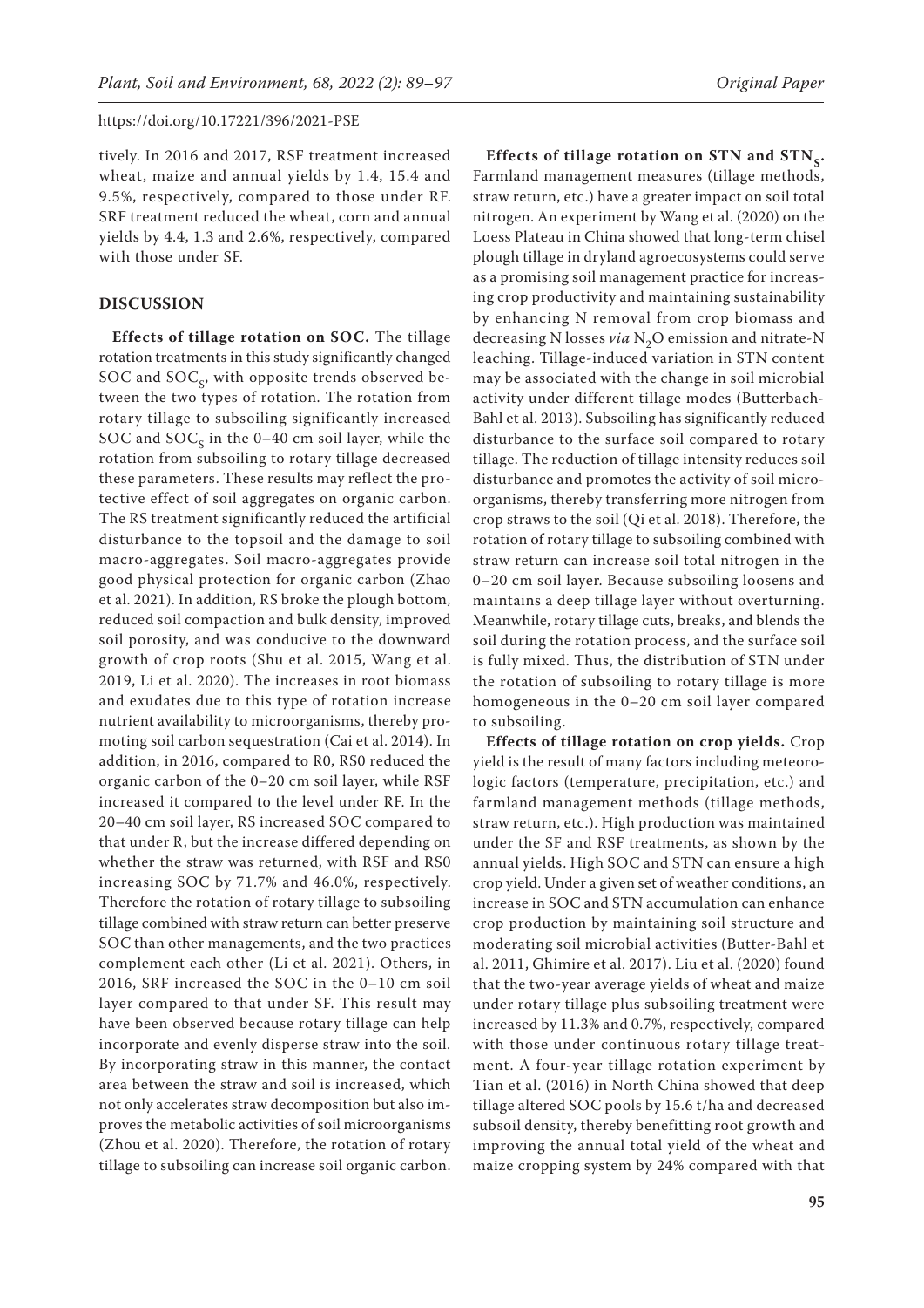tively. In 2016 and 2017, RSF treatment increased wheat, maize and annual yields by 1.4, 15.4 and 9.5%, respectively, compared to those under RF. SRF treatment reduced the wheat, corn and annual yields by 4.4, 1.3 and 2.6%, respectively, compared with those under SF.

## DISCUSSION

**Effects of tillage rotation on SOC.** The tillage rotation treatments in this study significantly changed SOC and $SOC_S$, with opposite trends observed between the two types of rotation. The rotation from rotary tillage to subsoiling significantly increased SOC and $SOC_S$ in the 0–40 cm soil layer, while the rotation from subsoiling to rotary tillage decreased these parameters. These results may reflect the protective effect of soil aggregates on organic carbon. The RS treatment significantly reduced the artificial disturbance to the topsoil and the damage to soil macro-aggregates. Soil macro-aggregates provide good physical protection for organic carbon (Zhao et al. 2021). In addition, RS broke the plough bottom, reduced soil compaction and bulk density, improved soil porosity, and was conducive to the downward growth of crop roots (Shu et al. 2015, Wang et al. 2019, Li et al. 2020). The increases in root biomass and exudates due to this type of rotation increase nutrient availability to microorganisms, thereby promoting soil carbon sequestration (Cai et al. 2014). In addition, in 2016, compared to R0, RS0 reduced the organic carbon of the 0–20 cm soil layer, while RSF increased it compared to the level under RF. In the 20–40 cm soil layer, RS increased SOC compared to that under R, but the increase differed depending on whether the straw was returned, with RSF and RS0 increasing SOC by 71.7% and 46.0%, respectively. Therefore the rotation of rotary tillage to subsoiling tillage combined with straw return can better preserve SOC than other managements, and the two practices complement each other (Li et al. 2021). Others, in 2016, SRF increased the SOC in the 0–10 cm soil layer compared to that under SF. This result may have been observed because rotary tillage can help incorporate and evenly disperse straw into the soil. By incorporating straw in this manner, the contact area between the straw and soil is increased, which not only accelerates straw decomposition but also improves the metabolic activities of soil microorganisms (Zhou et al. 2020). Therefore, the rotation of rotary tillage to subsoiling can increase soil organic carbon.

**Effects of tillage rotation on STN and $STN_S$.** Farmland management measures (tillage methods, straw return, etc.) have a greater impact on soil total nitrogen. An experiment by Wang et al. (2020) on the Loess Plateau in China showed that long-term chisel plough tillage in dryland agroecosystems could serve as a promising soil management practice for increasing crop productivity and maintaining sustainability by enhancing N removal from crop biomass and decreasing N losses *via* $N_2O$ emission and nitrate-N leaching. Tillage-induced variation in STN content may be associated with the change in soil microbial activity under different tillage modes (Butterbach-Bahl et al. 2013). Subsoiling has significantly reduced disturbance to the surface soil compared to rotary tillage. The reduction of tillage intensity reduces soil disturbance and promotes the activity of soil microorganisms, thereby transferring more nitrogen from crop straws to the soil (Qi et al. 2018). Therefore, the rotation of rotary tillage to subsoiling combined with straw return can increase soil total nitrogen in the 0–20 cm soil layer. Because subsoiling loosens and maintains a deep tillage layer without overturning. Meanwhile, rotary tillage cuts, breaks, and blends the soil during the rotation process, and the surface soil is fully mixed. Thus, the distribution of STN under the rotation of subsoiling to rotary tillage is more homogeneous in the 0–20 cm soil layer compared to subsoiling.

**Effects of tillage rotation on crop yields.** Crop yield is the result of many factors including meteorologic factors (temperature, precipitation, etc.) and farmland management methods (tillage methods, straw return, etc.). High production was maintained under the SF and RSF treatments, as shown by the annual yields. High SOC and STN can ensure a high crop yield. Under a given set of weather conditions, an increase in SOC and STN accumulation can enhance crop production by maintaining soil structure and moderating soil microbial activities (Butter-Bahl et al. 2011, Ghimire et al. 2017). Liu et al. (2020) found that the two-year average yields of wheat and maize under rotary tillage plus subsoiling treatment were increased by 11.3% and 0.7%, respectively, compared with those under continuous rotary tillage treatment. A four-year tillage rotation experiment by Tian et al. (2016) in North China showed that deep tillage altered SOC pools by 15.6 t/ha and decreased subsoil density, thereby benefitting root growth and improving the annual total yield of the wheat and maize cropping system by 24% compared with that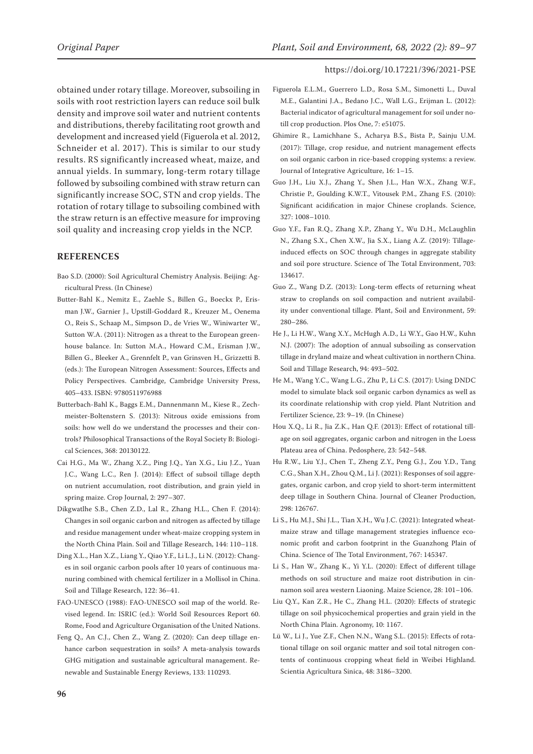obtained under rotary tillage. Moreover, subsoiling in soils with root restriction layers can reduce soil bulk density and improve soil water and nutrient contents and distributions, thereby facilitating root growth and development and increased yield (Figuerola et al. 2012, Schneider et al. 2017). This is similar to our study results. RS significantly increased wheat, maize, and annual yields. In summary, long-term rotary tillage followed by subsoiling combined with straw return can significantly increase SOC, STN and crop yields. The rotation of rotary tillage to subsoiling combined with the straw return is an effective measure for improving soil quality and increasing crop yields in the NCP.

## REFERENCES

Bao S.D. (2000): Soil Agricultural Chemistry Analysis. Beijing: Agricultural Press. (In Chinese)

Butter-Bahl K., Nemitz E., Zaehle S., Billen G., Boeckx P., Erisman J.W., Garnier J., Upstill-Goddard R., Kreuzer M., Oenema O., Reis S., Schaap M., Simpson D., de Vries W., Winiwarter W., Sutton W.A. (2011): Nitrogen as a threat to the European greenhouse balance. In: Sutton M.A., Howard C.M., Erisman J.W., Billen G., Bleeker A., Grennfelt P., van Grinsven H., Grizzetti B. (eds.): The European Nitrogen Assessment: Sources, Effects and Policy Perspectives. Cambridge, Cambridge University Press, 405–433. ISBN: 9780511976988

Butterbach-Bahl K., Baggs E.M., Dannenmann M., Kiese R., Zechmeister-Boltenstern S. (2013): Nitrous oxide emissions from soils: how well do we understand the processes and their controls? Philosophical Transactions of the Royal Society B: Biological Sciences, 368: 20130122.

Cai H.G., Ma W., Zhang X.Z., Ping J.Q., Yan X.G., Liu J.Z., Yuan J.C., Wang L.C., Ren J. (2014): Effect of subsoil tillage depth on nutrient accumulation, root distribution, and grain yield in spring maize. Crop Journal, 2: 297–307.

Dikgwatlhe S.B., Chen Z.D., Lal R., Zhang H.L., Chen F. (2014): Changes in soil organic carbon and nitrogen as affected by tillage and residue management under wheat-maize cropping system in the North China Plain. Soil and Tillage Research, 144: 110–118.

Ding X.L., Han X.Z., Liang Y., Qiao Y.F., Li L.J., Li N. (2012): Changes in soil organic carbon pools after 10 years of continuous manuring combined with chemical fertilizer in a Mollisol in China. Soil and Tillage Research, 122: 36–41.

FAO-UNESCO (1988): FAO-UNESCO soil map of the world. Revised legend. In: ISRIC (ed.): World Soil Resources Report 60. Rome, Food and Agriculture Organisation of the United Nations.

Feng Q., An C.J., Chen Z., Wang Z. (2020): Can deep tillage enhance carbon sequestration in soils? A meta-analysis towards GHG mitigation and sustainable agricultural management. Renewable and Sustainable Energy Reviews, 133: 110293.

Figuerola E.L.M., Guerrero L.D., Rosa S.M., Simonetti L., Duval M.E., Galantini J.A., Bedano J.C., Wall L.G., Erijman L. (2012): Bacterial indicator of agricultural management for soil under no-till crop production. Plos One, 7: e51075.

Ghimire R., Lamichhane S., Acharya B.S., Bista P., Sainju U.M. (2017): Tillage, crop residue, and nutrient management effects on soil organic carbon in rice-based cropping systems: a review. Journal of Integrative Agriculture, 16: 1–15.

Guo J.H., Liu X.J., Zhang Y., Shen J.L., Han W.X., Zhang W.F., Christie P., Goulding K.W.T., Vitousek P.M., Zhang F.S. (2010): Significant acidification in major Chinese croplands. Science, 327: 1008–1010.

Guo Y.F., Fan R.Q., Zhang X.P., Zhang Y., Wu D.H., McLaughlin N., Zhang S.X., Chen X.W., Jia S.X., Liang A.Z. (2019): Tillage-induced effects on SOC through changes in aggregate stability and soil pore structure. Science of The Total Environment, 703: 134617.

Guo Z., Wang D.Z. (2013): Long-term effects of returning wheat straw to croplands on soil compaction and nutrient availability under conventional tillage. Plant, Soil and Environment, 59: 280–286.

He J., Li H.W., Wang X.Y., McHugh A.D., Li W.Y., Gao H.W., Kuhn N.J. (2007): The adoption of annual subsoiling as conservation tillage in dryland maize and wheat cultivation in northern China. Soil and Tillage Research, 94: 493–502.

He M., Wang Y.C., Wang L.G., Zhu P., Li C.S. (2017): Using DNDC model to simulate black soil organic carbon dynamics as well as its coordinate relationship with crop yield. Plant Nutrition and Fertilizer Science, 23: 9–19. (In Chinese)

Hou X.Q., Li R., Jia Z.K., Han Q.F. (2013): Effect of rotational tillage on soil aggregates, organic carbon and nitrogen in the Loess Plateau area of China. Pedosphere, 23: 542–548.

Hu R.W., Liu Y.J., Chen T., Zheng Z.Y., Peng G.J., Zou Y.D., Tang C.G., Shan X.H., Zhou Q.M., Li J. (2021): Responses of soil aggregates, organic carbon, and crop yield to short-term intermittent deep tillage in Southern China. Journal of Cleaner Production, 298: 126767.

Li S., Hu M.J., Shi J.L., Tian X.H., Wu J.C. (2021): Integrated wheat-maize straw and tillage management strategies influence economic profit and carbon footprint in the Guanzhong Plain of China. Science of The Total Environment, 767: 145347.

Li S., Han W., Zhang K., Yi Y.L. (2020): Effect of different tillage methods on soil structure and maize root distribution in cinnamon soil area western Liaoning. Maize Science, 28: 101–106.

Liu Q.Y., Kan Z.R., He C., Zhang H.L. (2020): Effects of strategic tillage on soil physicochemical properties and grain yield in the North China Plain. Agronomy, 10: 1167.

Lü W., Li J., Yue Z.F., Chen N.N., Wang S.L. (2015): Effects of rotational tillage on soil organic matter and soil total nitrogen contents of continuous cropping wheat field in Weibei Highland. Scientia Agricultura Sinica, 48: 3186–3200.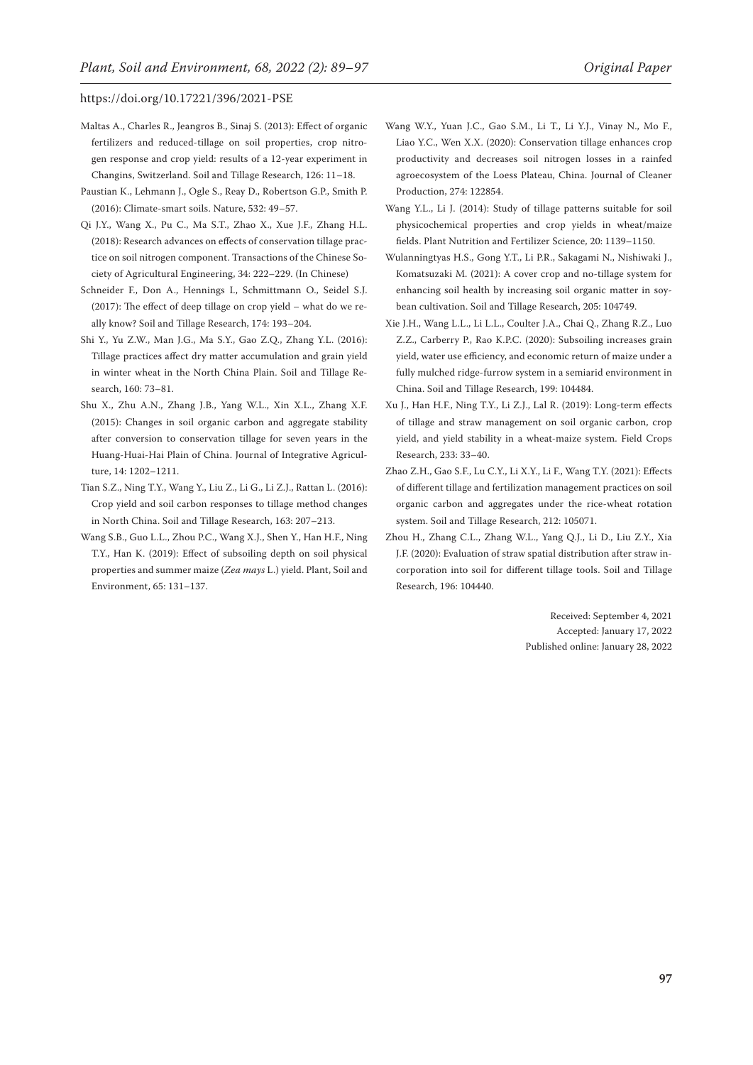Maltas A., Charles R., Jeangros B., Sinaj S. (2013): Effect of organic fertilizers and reduced-tillage on soil properties, crop nitrogen response and crop yield: results of a 12-year experiment in Changins, Switzerland. Soil and Tillage Research, 126: 11–18.

Paustian K., Lehmann J., Ogle S., Reay D., Robertson G.P., Smith P. (2016): Climate-smart soils. Nature, 532: 49–57.

Qi J.Y., Wang X., Pu C., Ma S.T., Zhao X., Xue J.F., Zhang H.L. (2018): Research advances on effects of conservation tillage practice on soil nitrogen component. Transactions of the Chinese Society of Agricultural Engineering, 34: 222–229. (In Chinese)

Schneider F., Don A., Hennings I., Schmittmann O., Seidel S.J. (2017): The effect of deep tillage on crop yield – what do we really know? Soil and Tillage Research, 174: 193–204.

Shi Y., Yu Z.W., Man J.G., Ma S.Y., Gao Z.Q., Zhang Y.L. (2016): Tillage practices affect dry matter accumulation and grain yield in winter wheat in the North China Plain. Soil and Tillage Research, 160: 73–81.

Shu X., Zhu A.N., Zhang J.B., Yang W.L., Xin X.L., Zhang X.F. (2015): Changes in soil organic carbon and aggregate stability after conversion to conservation tillage for seven years in the Huang-Huai-Hai Plain of China. Journal of Integrative Agriculture, 14: 1202–1211.

Tian S.Z., Ning T.Y., Wang Y., Liu Z., Li G., Li Z.J., Rattan L. (2016): Crop yield and soil carbon responses to tillage method changes in North China. Soil and Tillage Research, 163: 207–213.

Wang S.B., Guo L.L., Zhou P.C., Wang X.J., Shen Y., Han H.F., Ning T.Y., Han K. (2019): Effect of subsoiling depth on soil physical properties and summer maize (*Zea mays* L.) yield. Plant, Soil and Environment, 65: 131–137.

Wang W.Y., Yuan J.C., Gao S.M., Li T., Li Y.J., Vinay N., Mo F., Liao Y.C., Wen X.X. (2020): Conservation tillage enhances crop productivity and decreases soil nitrogen losses in a rainfed agroecosystem of the Loess Plateau, China. Journal of Cleaner Production, 274: 122854.

Wang Y.L., Li J. (2014): Study of tillage patterns suitable for soil physicochemical properties and crop yields in wheat/maize fields. Plant Nutrition and Fertilizer Science, 20: 1139–1150.

Wulanningtyas H.S., Gong Y.T., Li P.R., Sakagami N., Nishiwaki J., Komatsuzaki M. (2021): A cover crop and no-tillage system for enhancing soil health by increasing soil organic matter in soybean cultivation. Soil and Tillage Research, 205: 104749.

Xie J.H., Wang L.L., Li L.L., Coulter J.A., Chai Q., Zhang R.Z., Luo Z.Z., Carberry P., Rao K.P.C. (2020): Subsoiling increases grain yield, water use efficiency, and economic return of maize under a fully mulched ridge-furrow system in a semiarid environment in China. Soil and Tillage Research, 199: 104484.

Xu J., Han H.F., Ning T.Y., Li Z.J., Lal R. (2019): Long-term effects of tillage and straw management on soil organic carbon, crop yield, and yield stability in a wheat-maize system. Field Crops Research, 233: 33–40.

Zhao Z.H., Gao S.F., Lu C.Y., Li X.Y., Li F., Wang T.Y. (2021): Effects of different tillage and fertilization management practices on soil organic carbon and aggregates under the rice-wheat rotation system. Soil and Tillage Research, 212: 105071.

Zhou H., Zhang C.L., Zhang W.L., Yang Q.J., Li D., Liu Z.Y., Xia J.F. (2020): Evaluation of straw spatial distribution after straw incorporation into soil for different tillage tools. Soil and Tillage Research, 196: 104440.

Received: September 4, 2021
Accepted: January 17, 2022
Published online: January 28, 2022